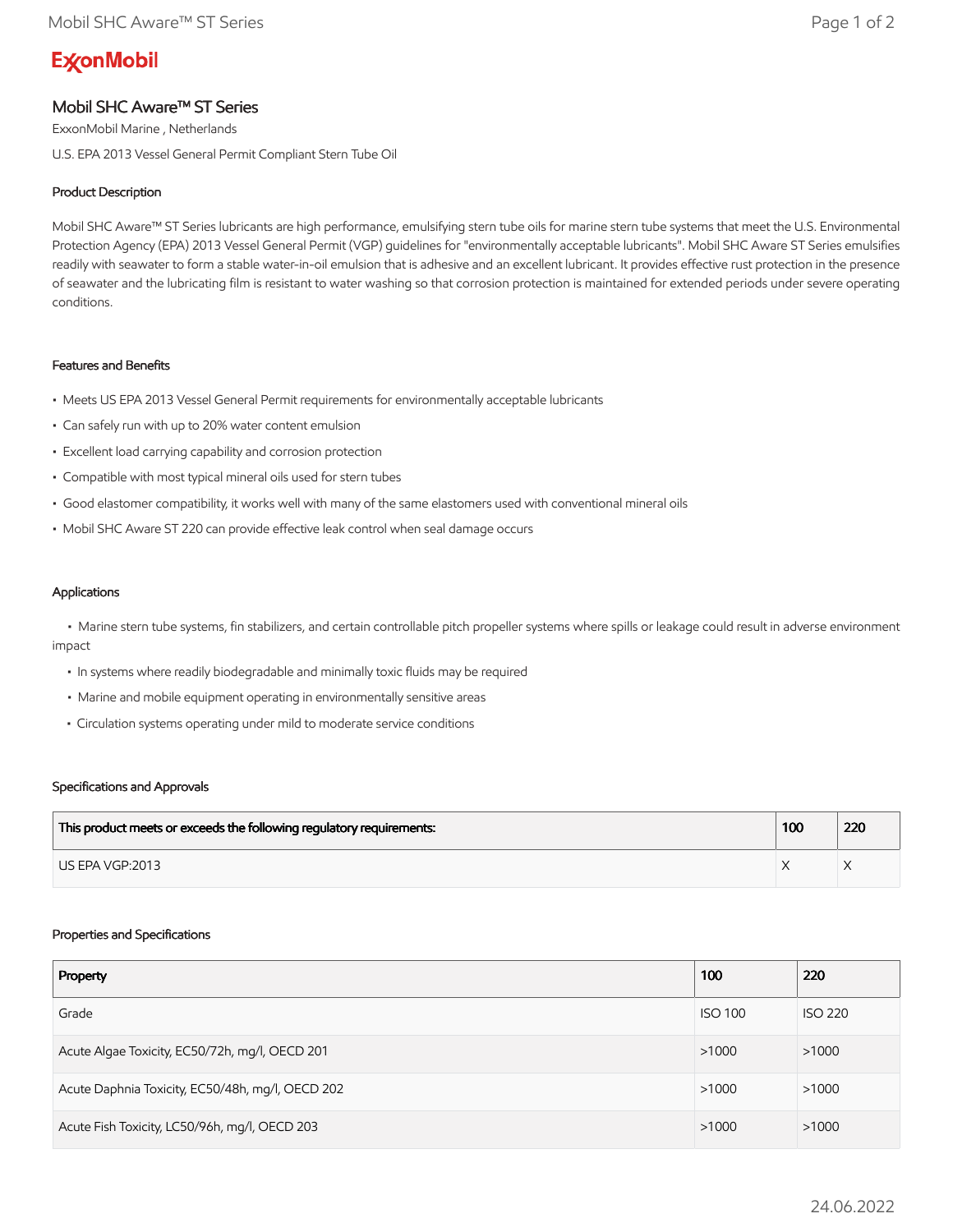ExxonMobil

# Mobil SHC Aware™ ST Series

ExxonMobil Marine , Netherlands

U.S. EPA 2013 Vessel General Permit Compliant Stern Tube Oil

## Product Description

Mobil SHC Aware™ ST Series lubricants are high performance, emulsifying stern tube oils for marine stern tube systems that meet the U.S. Environmental Protection Agency (EPA) 2013 Vessel General Permit (VGP) guidelines for "environmentally acceptable lubricants". Mobil SHC Aware ST Series emulsifies readily with seawater to form a stable water-in-oil emulsion that is adhesive and an excellent lubricant. It provides effective rust protection in the presence of seawater and the lubricating film is resistant to water washing so that corrosion protection is maintained for extended periods under severe operating conditions.

## Features and Benefits

- Meets US EPA 2013 Vessel General Permit requirements for environmentally acceptable lubricants
- Can safely run with up to 20% water content emulsion
- Excellent load carrying capability and corrosion protection
- Compatible with most typical mineral oils used for stern tubes
- Good elastomer compatibility, it works well with many of the same elastomers used with conventional mineral oils
- Mobil SHC Aware ST 220 can provide effective leak control when seal damage occurs

## Applications

- Marine stern tube systems, fin stabilizers, and certain controllable pitch propeller systems where spills or leakage could result in adverse environment impact
- In systems where readily biodegradable and minimally toxic fluids may be required
- Marine and mobile equipment operating in environmentally sensitive areas
- Circulation systems operating under mild to moderate service conditions

## Specifications and Approvals

| This product meets or exceeds the following regulatory requirements: | 100 | 220 |
|---|---|---|
| US EPA VGP:2013 | X | X |

## Properties and Specifications

| Property | 100 | 220 |
|---|---|---|
| Grade | ISO 100 | ISO 220 |
| Acute Algae Toxicity, EC50/72h, mg/l, OECD 201 | >1000 | >1000 |
| Acute Daphnia Toxicity, EC50/48h, mg/l, OECD 202 | >1000 | >1000 |
| Acute Fish Toxicity, LC50/96h, mg/l, OECD 203 | >1000 | >1000 |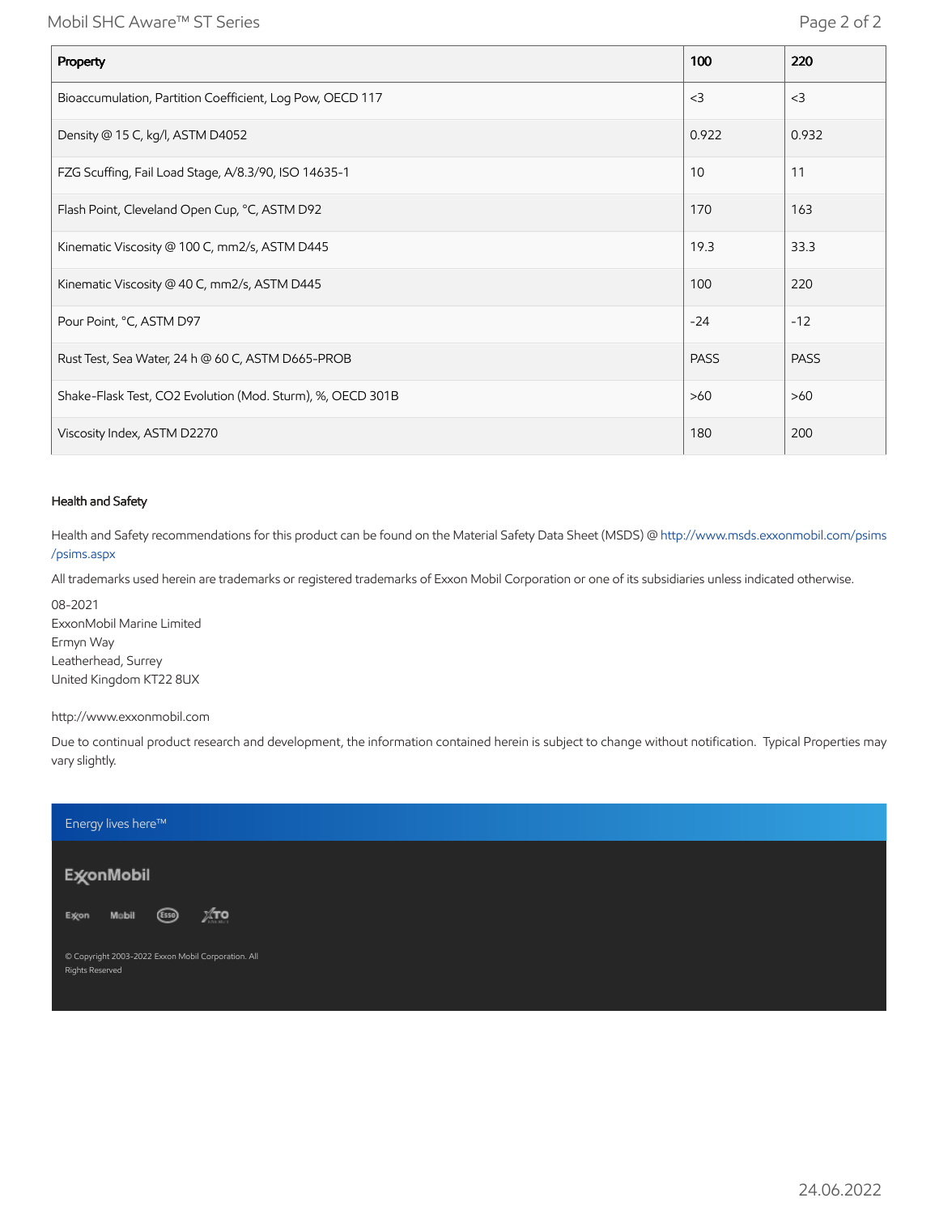| Property | 100 | 220 |
|---|---|---|
| Bioaccumulation, Partition Coefficient, Log Pow, OECD 117 | <3 | <3 |
| Density @ 15 C, kg/l, ASTM D4052 | 0.922 | 0.932 |
| FZG Scuffing, Fail Load Stage, A/8.3/90, ISO 14635-1 | 10 | 11 |
| Flash Point, Cleveland Open Cup, °C, ASTM D92 | 170 | 163 |
| Kinematic Viscosity @ 100 C, mm2/s, ASTM D445 | 19.3 | 33.3 |
| Kinematic Viscosity @ 40 C, mm2/s, ASTM D445 | 100 | 220 |
| Pour Point, °C, ASTM D97 | -24 | -12 |
| Rust Test, Sea Water, 24 h @ 60 C, ASTM D665-PROB | PASS | PASS |
| Shake-Flask Test, CO2 Evolution (Mod. Sturm), %, OECD 301B | >60 | >60 |
| Viscosity Index, ASTM D2270 | 180 | 200 |

### Health and Safety

Health and Safety recommendations for this product can be found on the Material Safety Data Sheet (MSDS) @ http://www.msds.exxonmobil.com/psims/psims.aspx

All trademarks used herein are trademarks or registered trademarks of Exxon Mobil Corporation or one of its subsidiaries unless indicated otherwise.

08-2021
ExxonMobil Marine Limited
Ermyn Way
Leatherhead, Surrey
United Kingdom KT22 8UX

http://www.exxonmobil.com

Due to continual product research and development, the information contained herein is subject to change without notification. Typical Properties may vary slightly.

Energy lives here™

ExxonMobil

Exxon Mobil Esso XTO

© Copyright 2003-2022 Exxon Mobil Corporation. All Rights Reserved